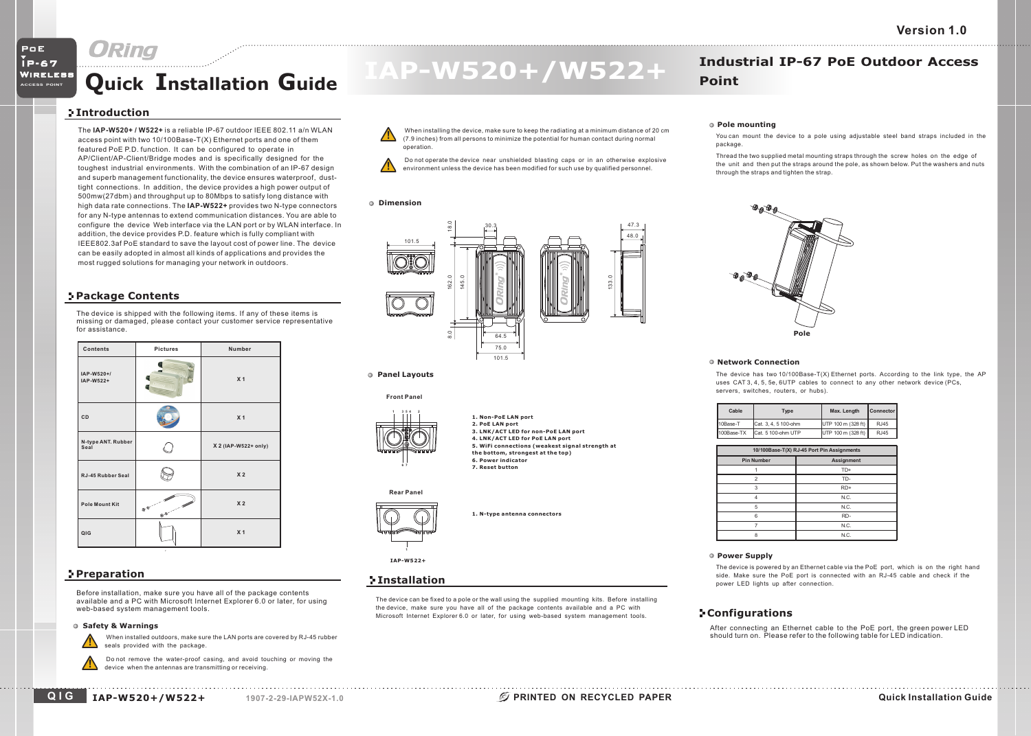# Quick Installation Guide

# IAP-W520+/W522+

## Industrial IP-67 PoE Outdoor Access Point

Version 1.0

## Introduction

The **IAP-W520+ / W522+** is a reliable IP-67 outdoor IEEE 802.11 a/n WLAN access point with two 10/100Base-T(X) Ethernet ports and one of them featured PoE P.D. function. It can be configured to operate in AP/Client/AP-Client/Bridge modes and is specifically designed for the toughest industrial environments. With the combination of an IP-67 design and superb management functionality, the device ensures waterproof, dust-tight connections. In addition, the device provides a high power output of 500mw(27dbm) and throughput up to 80Mbps to satisfy long distance with high data rate connections. The **IAP-W522+** provides two N-type connectors for any N-type antennas to extend communication distances. You are able to configure the device Web interface via the LAN port or by WLAN interface. In addition, the device provides P.D. feature which is fully compliant with IEEE802.3af PoE standard to save the layout cost of power line. The device can be easily adopted in almost all kinds of applications and provides the most rugged solutions for managing your network in outdoors.

## Package Contents

The device is shipped with the following items. If any of these items is missing or damaged, please contact your customer service representative for assistance.

| Contents | Pictures | Number |
|---|---|---|
| IAP-W520+/ IAP-W522+ | | X 1 |
| CD | | X 1 |
| N-type ANT. Rubber Seal | | X 2 (IAP-W522+ only) |
| RJ-45 Rubber Seal | | X 2 |
| Pole Mount Kit | | X 2 |
| QIG | | X 1 |

## Preparation

Before installation, make sure you have all of the package contents available and a PC with Microsoft Internet Explorer 6.0 or later, for using web-based system management tools.

### Safety & Warnings

- When installed outdoors, make sure the LAN ports are covered by RJ-45 rubber seals provided with the package.
- Do not remove the water-proof casing, and avoid touching or moving the device when the antennas are transmitting or receiving.
- When installing the device, make sure to keep the radiating at a minimum distance of 20 cm (7.9 inches) from all persons to minimize the potential for human contact during normal operation.
- Do not operate the device near unshielded blasting caps or in an otherwise explosive environment unless the device has been modified for such use by qualified personnel.

### Dimension

### Panel Layouts

**Front Panel**

1. Non-PoE LAN port
2. PoE LAN port
3. LNK/ACT LED for non-PoE LAN port
4. LNK/ACT LED for PoE LAN port
5. WiFi connections (weakest signal strength at the bottom, strongest at the top)
6. Power indicator
7. Reset button

**Rear Panel**

1. N-type antenna connectors

IAP-W522+

## Installation

The device can be fixed to a pole or the wall using the supplied mounting kits. Before installing the device, make sure you have all of the package contents available and a PC with Microsoft Internet Explorer 6.0 or later, for using web-based system management tools.

### Pole mounting

You can mount the device to a pole using adjustable steel band straps included in the package.

Thread the two supplied metal mounting straps through the screw holes on the edge of the unit and then put the straps around the pole, as shown below. Put the washers and nuts through the straps and tighten the strap.

Pole

### Network Connection

The device has two 10/100Base-T(X) Ethernet ports. According to the link type, the AP uses CAT 3, 4, 5, 5e, 6UTP cables to connect to any other network device (PCs, servers, switches, routers, or hubs).

| Cable | Type | Max. Length | Connector |
|---|---|---|---|
| 10Base-T | Cat. 3, 4, 5 100-ohm | UTP 100 m (328 ft) | RJ45 |
| 100Base-TX | Cat. 5 100-ohm UTP | UTP 100 m (328 ft) | RJ45 |

**10/100Base-T(X) RJ-45 Port Pin Assignments**

| Pin Number | Assignment |
|---|---|
| 1 | TD+ |
| 2 | TD- |
| 3 | RD+ |
| 4 | N.C. |
| 5 | N.C. |
| 6 | RD- |
| 7 | N.C. |
| 8 | N.C. |

### Power Supply

The device is powered by an Ethernet cable via the PoE port, which is on the right hand side. Make sure the PoE port is connected with an RJ-45 cable and check if the power LED lights up after connection.

## Configurations

After connecting an Ethernet cable to the PoE port, the green power LED should turn on. Please refer to the following table for LED indication.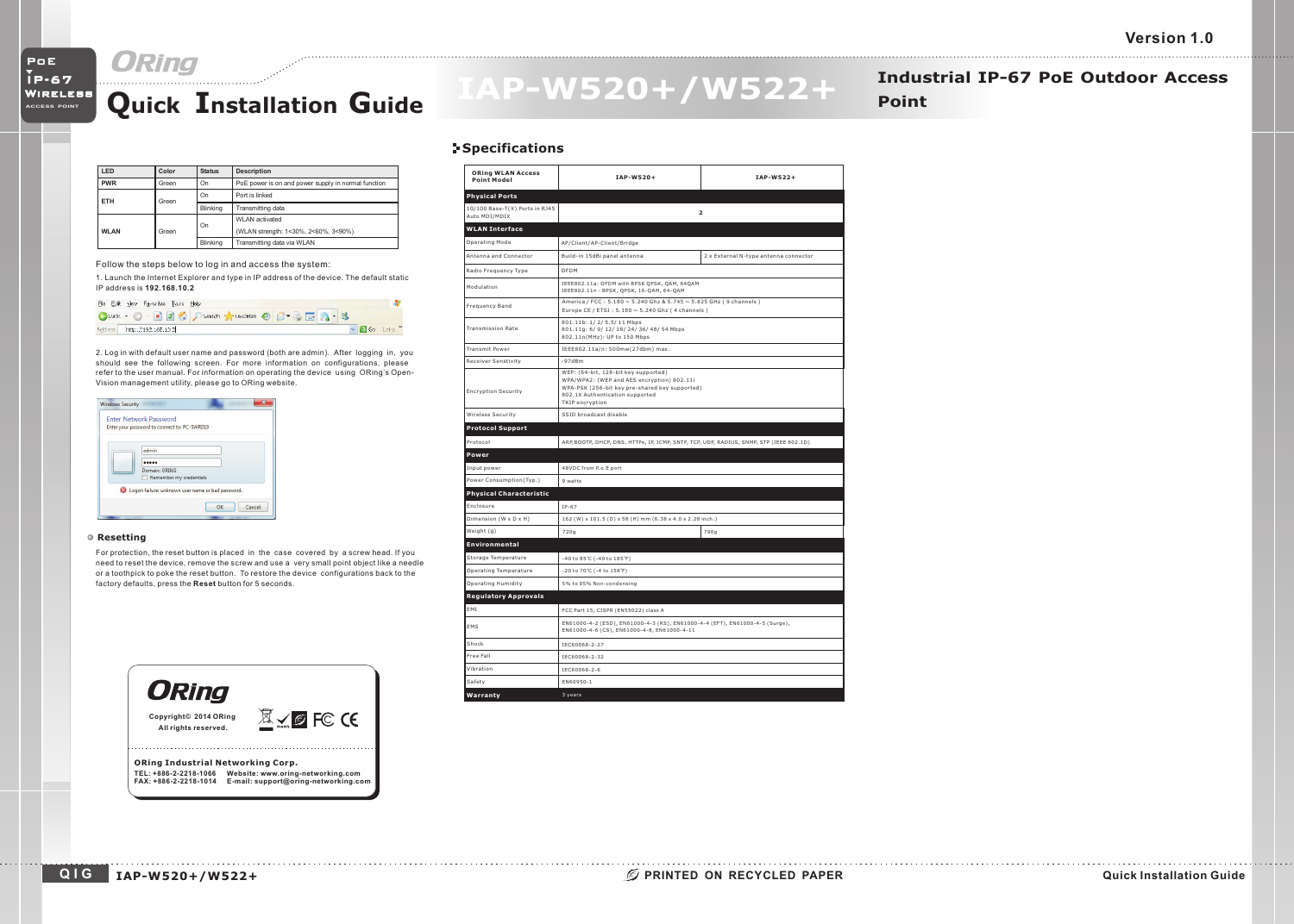# Quick Installation Guide

## IAP-W520+/W522+

**Industrial IP-67 PoE Outdoor Access Point**

Version 1.0

| LED | Color | Status | Description |
|---|---|---|---|
| PWR | Green | On | PoE power is on and power supply in normal function |
| ETH | Green | On | Port is linked |
| | | Blinking | Transmitting data |
| WLAN | Green | On | WLAN activated (WLAN strength: 1<30%, 2<60%, 3<90%) |
| | | Blinking | Transmitting data via WLAN |

Follow the steps below to log in and access the system:

1. Launch the Internet Explorer and type in IP address of the device. The default static IP address is **192.168.10.2**

2. Log in with default user name and password (both are admin). After logging in, you should see the following screen. For more information on configurations, please refer to the user manual. For information on operating the device using ORing's Open-Vision management utility, please go to ORing website.

### Resetting

For protection, the reset button is placed in the case covered by a screw head. If you need to reset the device, remove the screw and use a very small point object like a needle or a toothpick to poke the reset button. To restore the device configurations back to the factory defaults, press the **Reset** button for 5 seconds.

Copyright© 2014 ORing All rights reserved.

**ORing Industrial Networking Corp.**
TEL: +886-2-2218-1066 Website: www.oring-networking.com
FAX: +886-2-2218-1014 E-mail: support@oring-networking.com

## Specifications

| ORing WLAN Access Point Model | IAP-W520+ | IAP-W522+ |
|---|---|---|
| **Physical Ports** | | |
| 10/100 Base-T(X) Ports in RJ45 Auto MDI/MDIX | 2 | |
| **WLAN Interface** | | |
| Operating Mode | AP/Client/AP-Client/Bridge | |
| Antenna and Connector | Build-in 15dBi panel antenna | 2 x External N-type antenna connector |
| Radio Frequency Type | OFDM | |
| Modulation | IEEE802.11a: OFDM with BPSK QPSK, QAM, 64QAM<br>IEEE802.11n : BPSK, QPSK, 16-QAM, 64-QAM | |
| Frequency Band | America / FCC : 5.180 ~ 5.240 Ghz & 5.745 ~ 5.825 GHz ( 9 channels )<br>Europe CE / ETSI : 5.180 ~ 5.240 Ghz ( 4 channels ) | |
| Transmission Rate | 801.11b: 1/ 2/ 5.5/ 11 Mbps<br>801.11g: 6/ 9/ 12/ 18/ 24/ 36/ 48/ 54 Mbps<br>802.11n(MHz): UP to 150 Mbps | |
| Transmit Power | IEEE802.11a/n: 500mw(27dbm) max. | |
| Receiver Senstivity | -97dBm | |
| Encryption Security | WEP: (64-bit, 128-bit key supported)<br>WPA/WPA2: (WEP and AES encryption) 802.11i<br>WPA-PSK (256-bit key pre-shared key supported)<br>802.1X Authentication supported<br>TKIP encryption | |
| Wireless Security | SSID broadcast disable | |
| **Protocol Support** | | |
| Protocol | ARP, BOOTP, DHCP, DNS, HTTPs, IP, ICMP, SNTP, TCP, UDP, RADIUS, SNMP, STP (IEEE 802.1D) | |
| **Power** | | |
| Input power | 48VDC from P.o.E port | |
| Power Consumption(Typ.) | 9 watts | |
| **Physical Characteristic** | | |
| Enclosure | IP-67 | |
| Dimension (W x D x H) | 162 (W) x 101.5 (D) x 58 (H) mm (6.38 x 4.0 x 2.28 inch.) | |
| Weight (g) | 720g | 790g |
| **Environmental** | | |
| Storage Temperature | -40 to 85°C (-40 to 185°F) | |
| Operating Temperature | -20 to 70°C (-4 to 158°F) | |
| Operating Humidity | 5% to 95% Non-condensing | |
| **Regulatory Approvals** | | |
| EMI | FCC Part 15, CISPR (EN55022) class A | |
| EMS | EN61000-4-2 (ESD), EN61000-4-3 (RS), EN61000-4-4 (EFT), EN61000-4-5 (Surge), EN61000-4-6 (CS), EN61000-4-8, EN61000-4-11 | |
| Shock | IEC60068-2-27 | |
| Free Fall | IEC60068-2-32 | |
| Vibration | IEC60068-2-6 | |
| Safety | EN60950-1 | |
| **Warranty** | 3 years | |

PRINTED ON RECYCLED PAPER